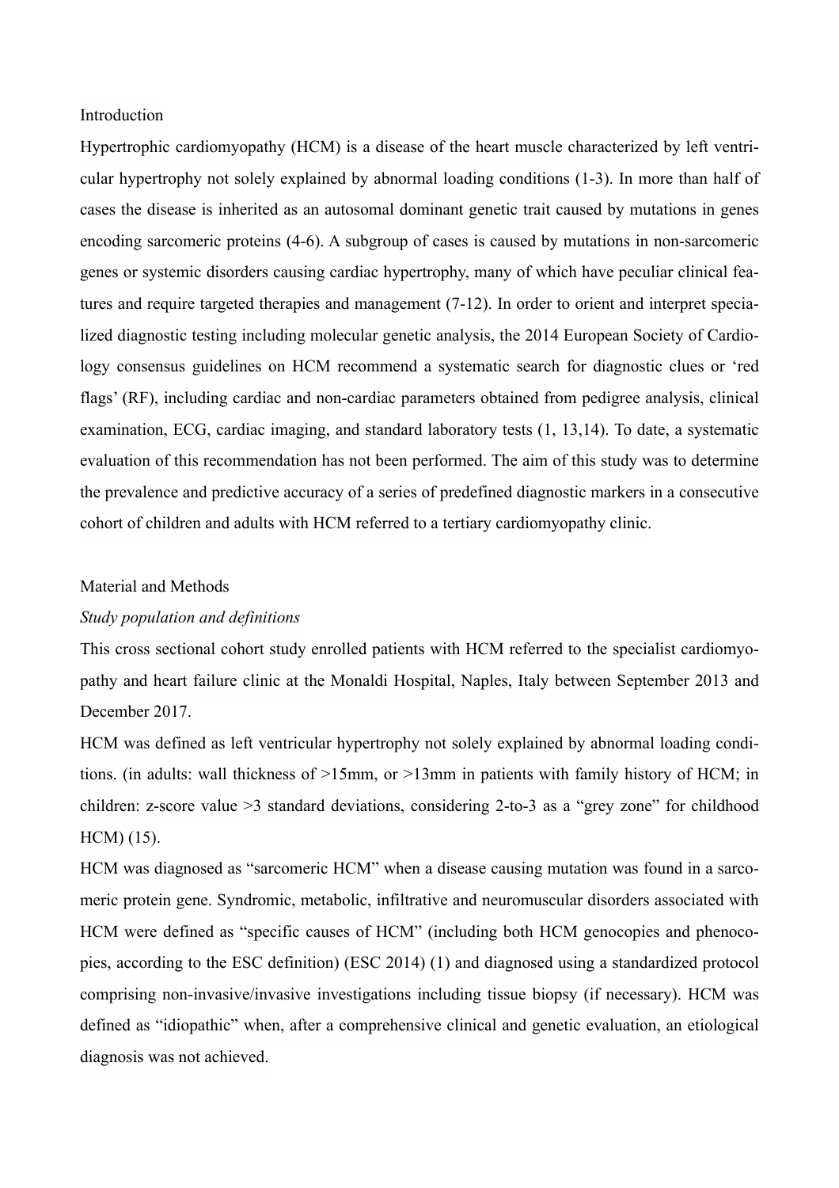## Introduction

Hypertrophic cardiomyopathy (HCM) is a disease of the heart muscle characterized by left ventricular hypertrophy not solely explained by abnormal loading conditions (1-3). In more than half of cases the disease is inherited as an autosomal dominant genetic trait caused by mutations in genes encoding sarcomeric proteins (4-6). A subgroup of cases is caused by mutations in non-sarcomeric genes or systemic disorders causing cardiac hypertrophy, many of which have peculiar clinical features and require targeted therapies and management (7-12). In order to orient and interpret specialized diagnostic testing including molecular genetic analysis, the 2014 European Society of Cardiology consensus guidelines on HCM recommend a systematic search for diagnostic clues or 'red flags' (RF), including cardiac and non-cardiac parameters obtained from pedigree analysis, clinical examination, ECG, cardiac imaging, and standard laboratory tests (1, 13,14). To date, a systematic evaluation of this recommendation has not been performed. The aim of this study was to determine the prevalence and predictive accuracy of a series of predefined diagnostic markers in a consecutive cohort of children and adults with HCM referred to a tertiary cardiomyopathy clinic.

## Material and Methods

### *Study population and definitions*

This cross sectional cohort study enrolled patients with HCM referred to the specialist cardiomyopathy and heart failure clinic at the Monaldi Hospital, Naples, Italy between September 2013 and December 2017.

HCM was defined as left ventricular hypertrophy not solely explained by abnormal loading conditions. (in adults: wall thickness of >15mm, or >13mm in patients with family history of HCM; in children: z-score value >3 standard deviations, considering 2-to-3 as a "grey zone" for childhood HCM) (15).

HCM was diagnosed as "sarcomeric HCM" when a disease causing mutation was found in a sarcomeric protein gene. Syndromic, metabolic, infiltrative and neuromuscular disorders associated with HCM were defined as "specific causes of HCM" (including both HCM genocopies and phenocopies, according to the ESC definition) (ESC 2014) (1) and diagnosed using a standardized protocol comprising non-invasive/invasive investigations including tissue biopsy (if necessary). HCM was defined as "idiopathic" when, after a comprehensive clinical and genetic evaluation, an etiological diagnosis was not achieved.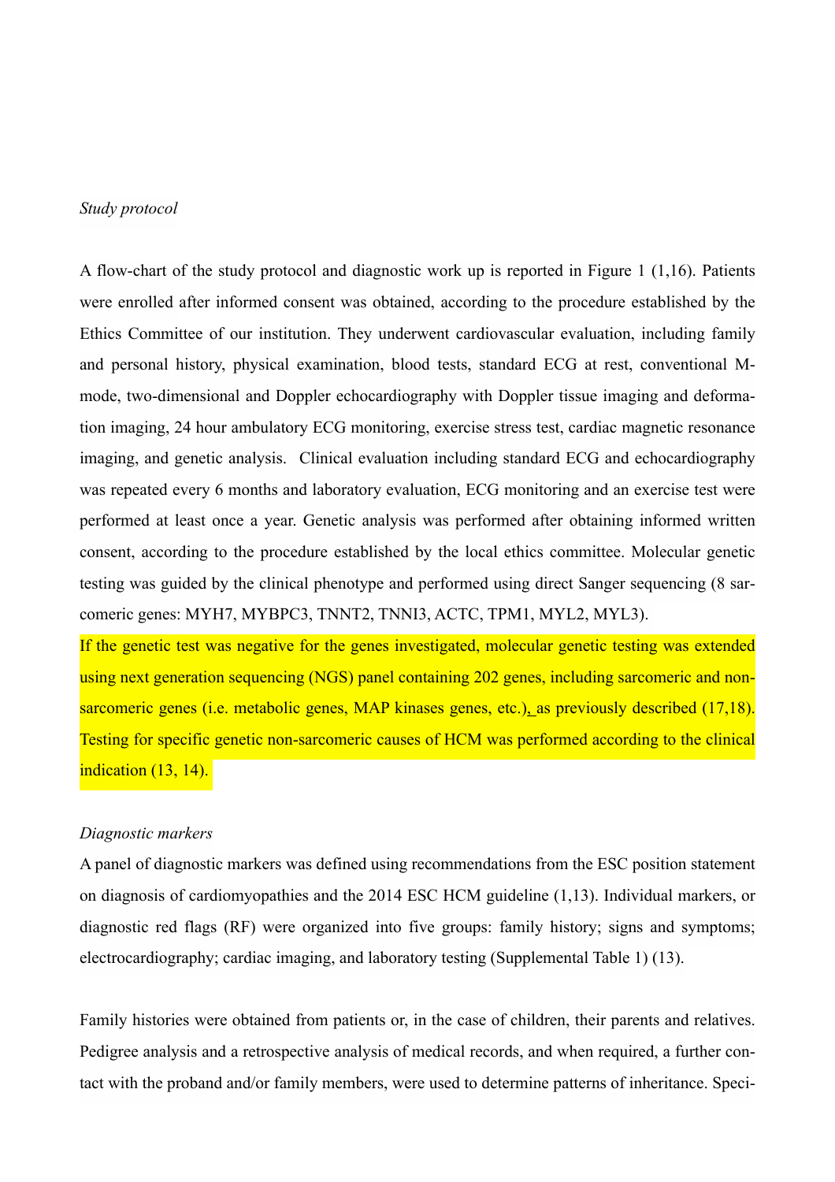*Study protocol*

A flow-chart of the study protocol and diagnostic work up is reported in Figure 1 (1,16). Patients were enrolled after informed consent was obtained, according to the procedure established by the Ethics Committee of our institution. They underwent cardiovascular evaluation, including family and personal history, physical examination, blood tests, standard ECG at rest, conventional M-mode, two-dimensional and Doppler echocardiography with Doppler tissue imaging and deformation imaging, 24 hour ambulatory ECG monitoring, exercise stress test, cardiac magnetic resonance imaging, and genetic analysis. Clinical evaluation including standard ECG and echocardiography was repeated every 6 months and laboratory evaluation, ECG monitoring and an exercise test were performed at least once a year. Genetic analysis was performed after obtaining informed written consent, according to the procedure established by the local ethics committee. Molecular genetic testing was guided by the clinical phenotype and performed using direct Sanger sequencing (8 sarcomeric genes: MYH7, MYBPC3, TNNT2, TNNI3, ACTC, TPM1, MYL2, MYL3).

If the genetic test was negative for the genes investigated, molecular genetic testing was extended using next generation sequencing (NGS) panel containing 202 genes, including sarcomeric and non-sarcomeric genes (i.e. metabolic genes, MAP kinases genes, etc.), as previously described (17,18). Testing for specific genetic non-sarcomeric causes of HCM was performed according to the clinical indication (13, 14).

*Diagnostic markers*

A panel of diagnostic markers was defined using recommendations from the ESC position statement on diagnosis of cardiomyopathies and the 2014 ESC HCM guideline (1,13). Individual markers, or diagnostic red flags (RF) were organized into five groups: family history; signs and symptoms; electrocardiography; cardiac imaging, and laboratory testing (Supplemental Table 1) (13).

Family histories were obtained from patients or, in the case of children, their parents and relatives. Pedigree analysis and a retrospective analysis of medical records, and when required, a further contact with the proband and/or family members, were used to determine patterns of inheritance. Speci-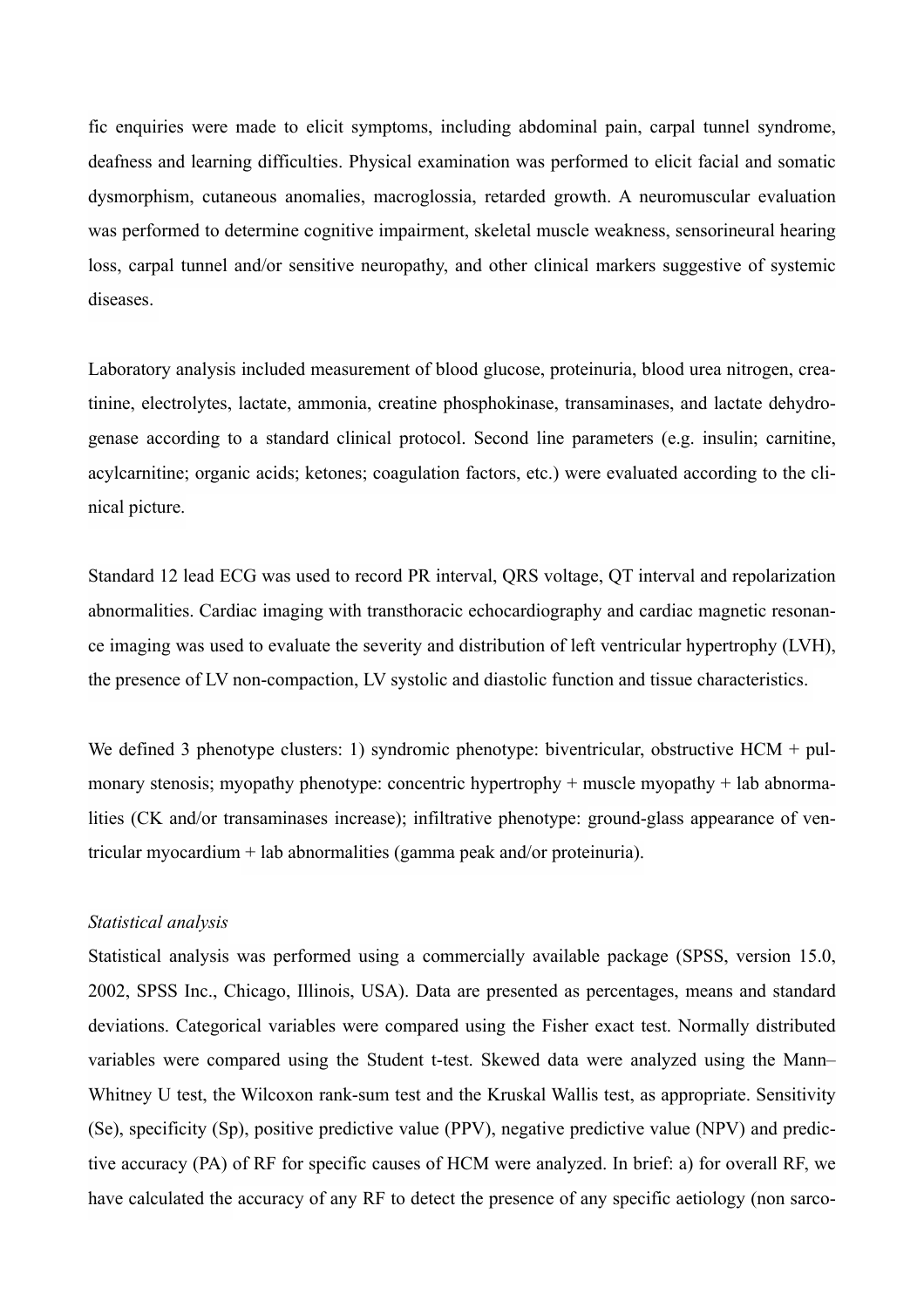fic enquiries were made to elicit symptoms, including abdominal pain, carpal tunnel syndrome, deafness and learning difficulties. Physical examination was performed to elicit facial and somatic dysmorphism, cutaneous anomalies, macroglossia, retarded growth. A neuromuscular evaluation was performed to determine cognitive impairment, skeletal muscle weakness, sensorineural hearing loss, carpal tunnel and/or sensitive neuropathy, and other clinical markers suggestive of systemic diseases.

Laboratory analysis included measurement of blood glucose, proteinuria, blood urea nitrogen, creatinine, electrolytes, lactate, ammonia, creatine phosphokinase, transaminases, and lactate dehydrogenase according to a standard clinical protocol. Second line parameters (e.g. insulin; carnitine, acylcarnitine; organic acids; ketones; coagulation factors, etc.) were evaluated according to the clinical picture.

Standard 12 lead ECG was used to record PR interval, QRS voltage, QT interval and repolarization abnormalities. Cardiac imaging with transthoracic echocardiography and cardiac magnetic resonance imaging was used to evaluate the severity and distribution of left ventricular hypertrophy (LVH), the presence of LV non-compaction, LV systolic and diastolic function and tissue characteristics.

We defined 3 phenotype clusters: 1) syndromic phenotype: biventricular, obstructive HCM + pulmonary stenosis; myopathy phenotype: concentric hypertrophy + muscle myopathy + lab abnormalities (CK and/or transaminases increase); infiltrative phenotype: ground-glass appearance of ventricular myocardium + lab abnormalities (gamma peak and/or proteinuria).

*Statistical analysis*

Statistical analysis was performed using a commercially available package (SPSS, version 15.0, 2002, SPSS Inc., Chicago, Illinois, USA). Data are presented as percentages, means and standard deviations. Categorical variables were compared using the Fisher exact test. Normally distributed variables were compared using the Student t-test. Skewed data were analyzed using the Mann–Whitney U test, the Wilcoxon rank-sum test and the Kruskal Wallis test, as appropriate. Sensitivity (Se), specificity (Sp), positive predictive value (PPV), negative predictive value (NPV) and predictive accuracy (PA) of RF for specific causes of HCM were analyzed. In brief: a) for overall RF, we have calculated the accuracy of any RF to detect the presence of any specific aetiology (non sarco-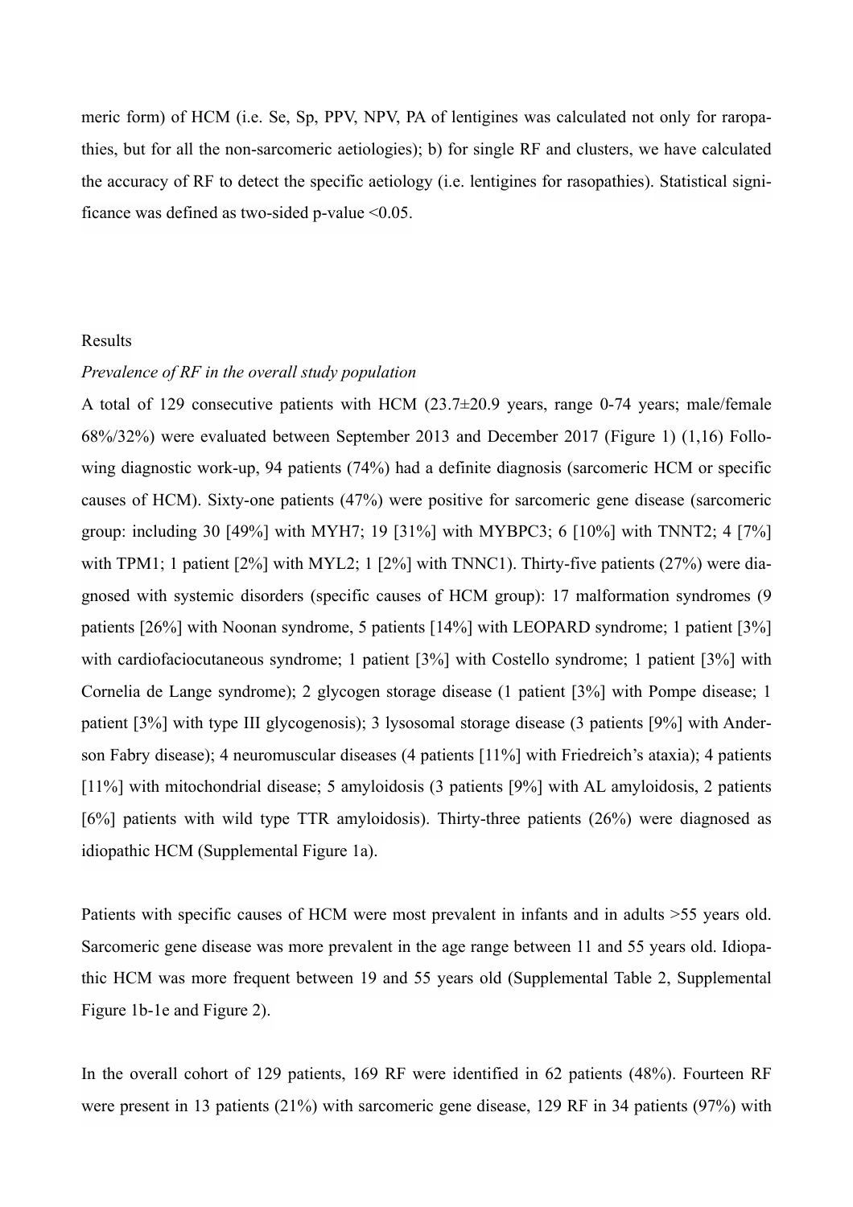meric form) of HCM (i.e. Se, Sp, PPV, NPV, PA of lentigines was calculated not only for raropathies, but for all the non-sarcomeric aetiologies); b) for single RF and clusters, we have calculated the accuracy of RF to detect the specific aetiology (i.e. lentigines for rasopathies). Statistical significance was defined as two-sided p-value <0.05.

## Results

*Prevalence of RF in the overall study population*

A total of 129 consecutive patients with HCM (23.7±20.9 years, range 0-74 years; male/female 68%/32%) were evaluated between September 2013 and December 2017 (Figure 1) (1,16) Following diagnostic work-up, 94 patients (74%) had a definite diagnosis (sarcomeric HCM or specific causes of HCM). Sixty-one patients (47%) were positive for sarcomeric gene disease (sarcomeric group: including 30 [49%] with MYH7; 19 [31%] with MYBPC3; 6 [10%] with TNNT2; 4 [7%] with TPM1; 1 patient [2%] with MYL2; 1 [2%] with TNNC1). Thirty-five patients (27%) were diagnosed with systemic disorders (specific causes of HCM group): 17 malformation syndromes (9 patients [26%] with Noonan syndrome, 5 patients [14%] with LEOPARD syndrome; 1 patient [3%] with cardiofaciocutaneous syndrome; 1 patient [3%] with Costello syndrome; 1 patient [3%] with Cornelia de Lange syndrome); 2 glycogen storage disease (1 patient [3%] with Pompe disease; 1 patient [3%] with type III glycogenosis); 3 lysosomal storage disease (3 patients [9%] with Anderson Fabry disease); 4 neuromuscular diseases (4 patients [11%] with Friedreich's ataxia); 4 patients [11%] with mitochondrial disease; 5 amyloidosis (3 patients [9%] with AL amyloidosis, 2 patients [6%] patients with wild type TTR amyloidosis). Thirty-three patients (26%) were diagnosed as idiopathic HCM (Supplemental Figure 1a).

Patients with specific causes of HCM were most prevalent in infants and in adults >55 years old. Sarcomeric gene disease was more prevalent in the age range between 11 and 55 years old. Idiopathic HCM was more frequent between 19 and 55 years old (Supplemental Table 2, Supplemental Figure 1b-1e and Figure 2).

In the overall cohort of 129 patients, 169 RF were identified in 62 patients (48%). Fourteen RF were present in 13 patients (21%) with sarcomeric gene disease, 129 RF in 34 patients (97%) with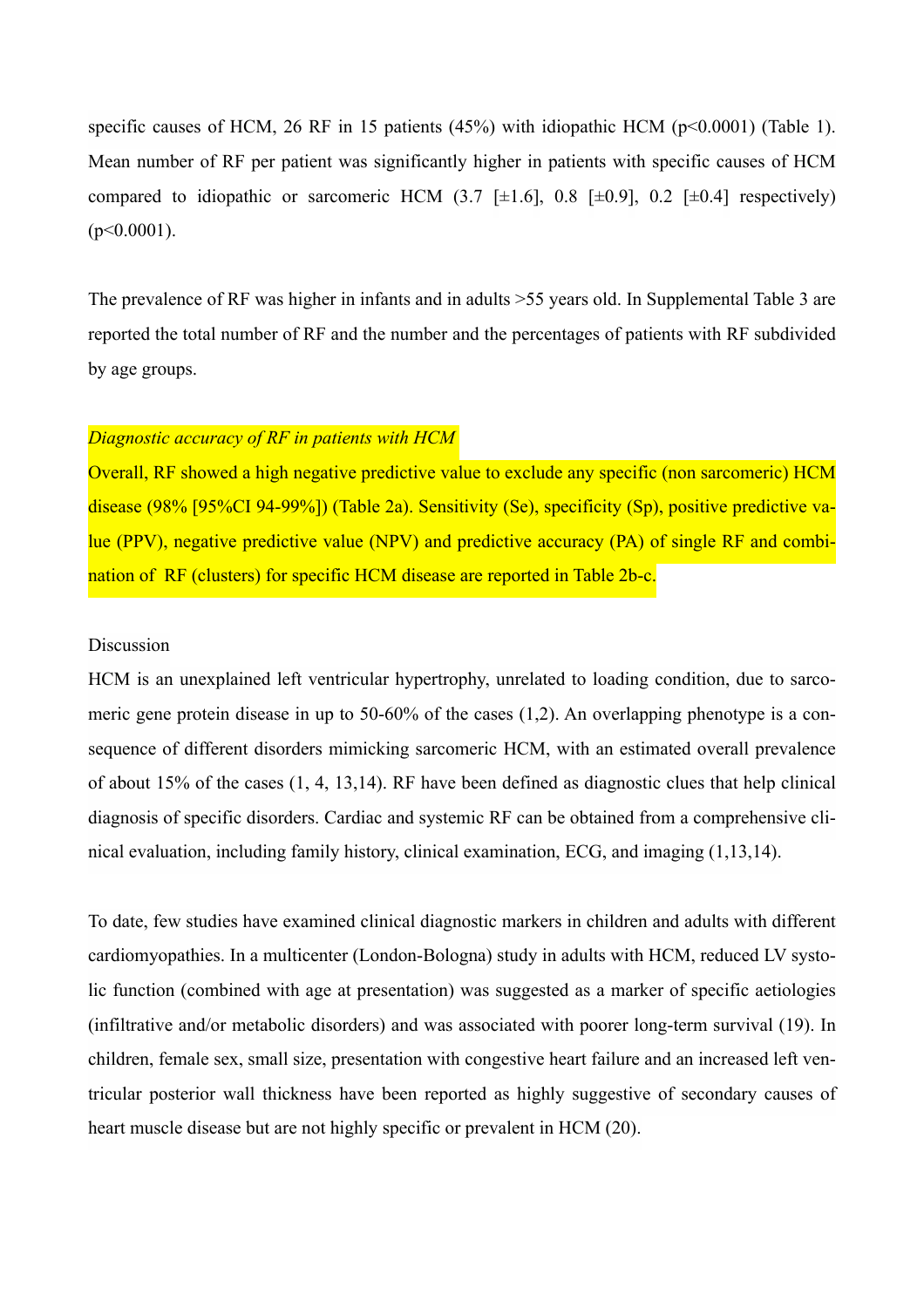specific causes of HCM, 26 RF in 15 patients (45%) with idiopathic HCM ($p<0.0001$) (Table 1). Mean number of RF per patient was significantly higher in patients with specific causes of HCM compared to idiopathic or sarcomeric HCM (3.7 [±1.6], 0.8 [±0.9], 0.2 [±0.4] respectively) ($p<0.0001$).

The prevalence of RF was higher in infants and in adults >55 years old. In Supplemental Table 3 are reported the total number of RF and the number and the percentages of patients with RF subdivided by age groups.

*Diagnostic accuracy of RF in patients with HCM*

Overall, RF showed a high negative predictive value to exclude any specific (non sarcomeric) HCM disease (98% [95%CI 94-99%]) (Table 2a). Sensitivity (Se), specificity (Sp), positive predictive value (PPV), negative predictive value (NPV) and predictive accuracy (PA) of single RF and combination of RF (clusters) for specific HCM disease are reported in Table 2b-c.

Discussion

HCM is an unexplained left ventricular hypertrophy, unrelated to loading condition, due to sarcomeric gene protein disease in up to 50-60% of the cases (1,2). An overlapping phenotype is a consequence of different disorders mimicking sarcomeric HCM, with an estimated overall prevalence of about 15% of the cases (1, 4, 13,14). RF have been defined as diagnostic clues that help clinical diagnosis of specific disorders. Cardiac and systemic RF can be obtained from a comprehensive clinical evaluation, including family history, clinical examination, ECG, and imaging (1,13,14).

To date, few studies have examined clinical diagnostic markers in children and adults with different cardiomyopathies. In a multicenter (London-Bologna) study in adults with HCM, reduced LV systolic function (combined with age at presentation) was suggested as a marker of specific aetiologies (infiltrative and/or metabolic disorders) and was associated with poorer long-term survival (19). In children, female sex, small size, presentation with congestive heart failure and an increased left ventricular posterior wall thickness have been reported as highly suggestive of secondary causes of heart muscle disease but are not highly specific or prevalent in HCM (20).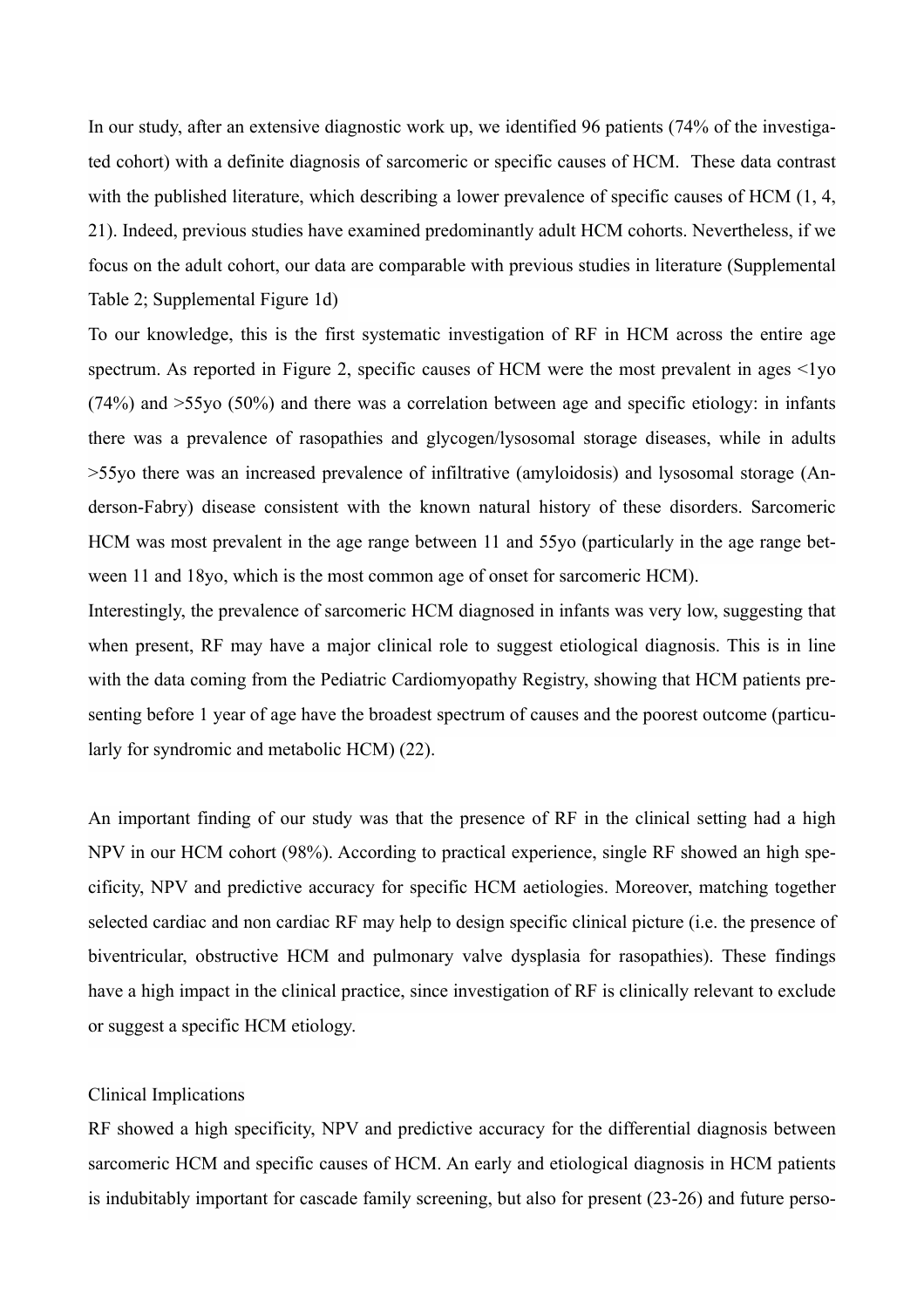In our study, after an extensive diagnostic work up, we identified 96 patients (74% of the investigated cohort) with a definite diagnosis of sarcomeric or specific causes of HCM. These data contrast with the published literature, which describing a lower prevalence of specific causes of HCM (1, 4, 21). Indeed, previous studies have examined predominantly adult HCM cohorts. Nevertheless, if we focus on the adult cohort, our data are comparable with previous studies in literature (Supplemental Table 2; Supplemental Figure 1d)

To our knowledge, this is the first systematic investigation of RF in HCM across the entire age spectrum. As reported in Figure 2, specific causes of HCM were the most prevalent in ages <1yo (74%) and >55yo (50%) and there was a correlation between age and specific etiology: in infants there was a prevalence of rasopathies and glycogen/lysosomal storage diseases, while in adults >55yo there was an increased prevalence of infiltrative (amyloidosis) and lysosomal storage (Anderson-Fabry) disease consistent with the known natural history of these disorders. Sarcomeric HCM was most prevalent in the age range between 11 and 55yo (particularly in the age range between 11 and 18yo, which is the most common age of onset for sarcomeric HCM).

Interestingly, the prevalence of sarcomeric HCM diagnosed in infants was very low, suggesting that when present, RF may have a major clinical role to suggest etiological diagnosis. This is in line with the data coming from the Pediatric Cardiomyopathy Registry, showing that HCM patients presenting before 1 year of age have the broadest spectrum of causes and the poorest outcome (particularly for syndromic and metabolic HCM) (22).

An important finding of our study was that the presence of RF in the clinical setting had a high NPV in our HCM cohort (98%). According to practical experience, single RF showed an high specificity, NPV and predictive accuracy for specific HCM aetiologies. Moreover, matching together selected cardiac and non cardiac RF may help to design specific clinical picture (i.e. the presence of biventricular, obstructive HCM and pulmonary valve dysplasia for rasopathies). These findings have a high impact in the clinical practice, since investigation of RF is clinically relevant to exclude or suggest a specific HCM etiology.

Clinical Implications

RF showed a high specificity, NPV and predictive accuracy for the differential diagnosis between sarcomeric HCM and specific causes of HCM. An early and etiological diagnosis in HCM patients is indubitably important for cascade family screening, but also for present (23-26) and future perso-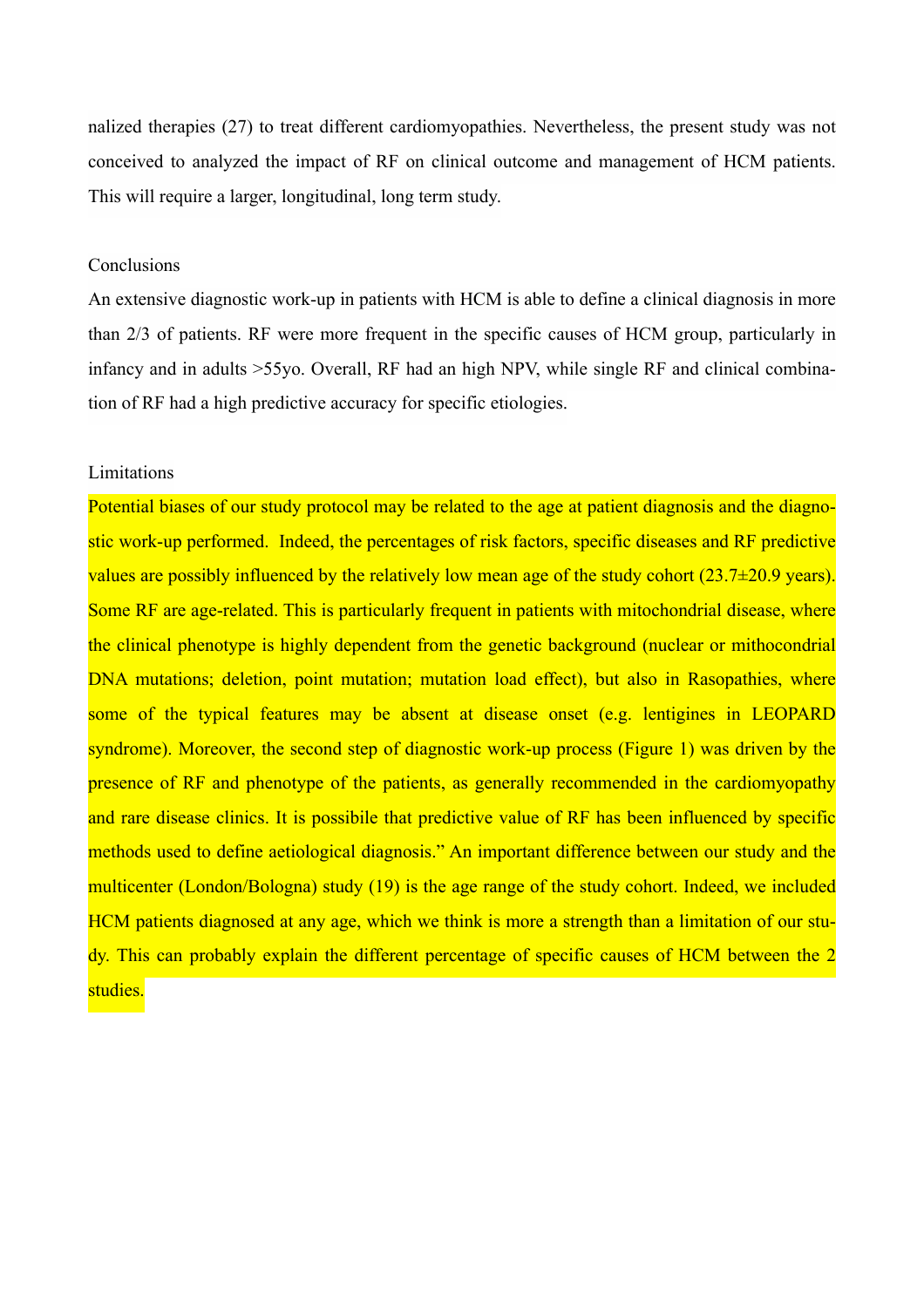nalized therapies (27) to treat different cardiomyopathies. Nevertheless, the present study was not conceived to analyzed the impact of RF on clinical outcome and management of HCM patients. This will require a larger, longitudinal, long term study.

## Conclusions

An extensive diagnostic work-up in patients with HCM is able to define a clinical diagnosis in more than 2/3 of patients. RF were more frequent in the specific causes of HCM group, particularly in infancy and in adults >55yo. Overall, RF had an high NPV, while single RF and clinical combination of RF had a high predictive accuracy for specific etiologies.

## Limitations

Potential biases of our study protocol may be related to the age at patient diagnosis and the diagnostic work-up performed. Indeed, the percentages of risk factors, specific diseases and RF predictive values are possibly influenced by the relatively low mean age of the study cohort (23.7±20.9 years). Some RF are age-related. This is particularly frequent in patients with mitochondrial disease, where the clinical phenotype is highly dependent from the genetic background (nuclear or mithocondrial DNA mutations; deletion, point mutation; mutation load effect), but also in Rasopathies, where some of the typical features may be absent at disease onset (e.g. lentigines in LEOPARD syndrome). Moreover, the second step of diagnostic work-up process (Figure 1) was driven by the presence of RF and phenotype of the patients, as generally recommended in the cardiomyopathy and rare disease clinics. It is possibile that predictive value of RF has been influenced by specific methods used to define aetiological diagnosis." An important difference between our study and the multicenter (London/Bologna) study (19) is the age range of the study cohort. Indeed, we included HCM patients diagnosed at any age, which we think is more a strength than a limitation of our study. This can probably explain the different percentage of specific causes of HCM between the 2 studies.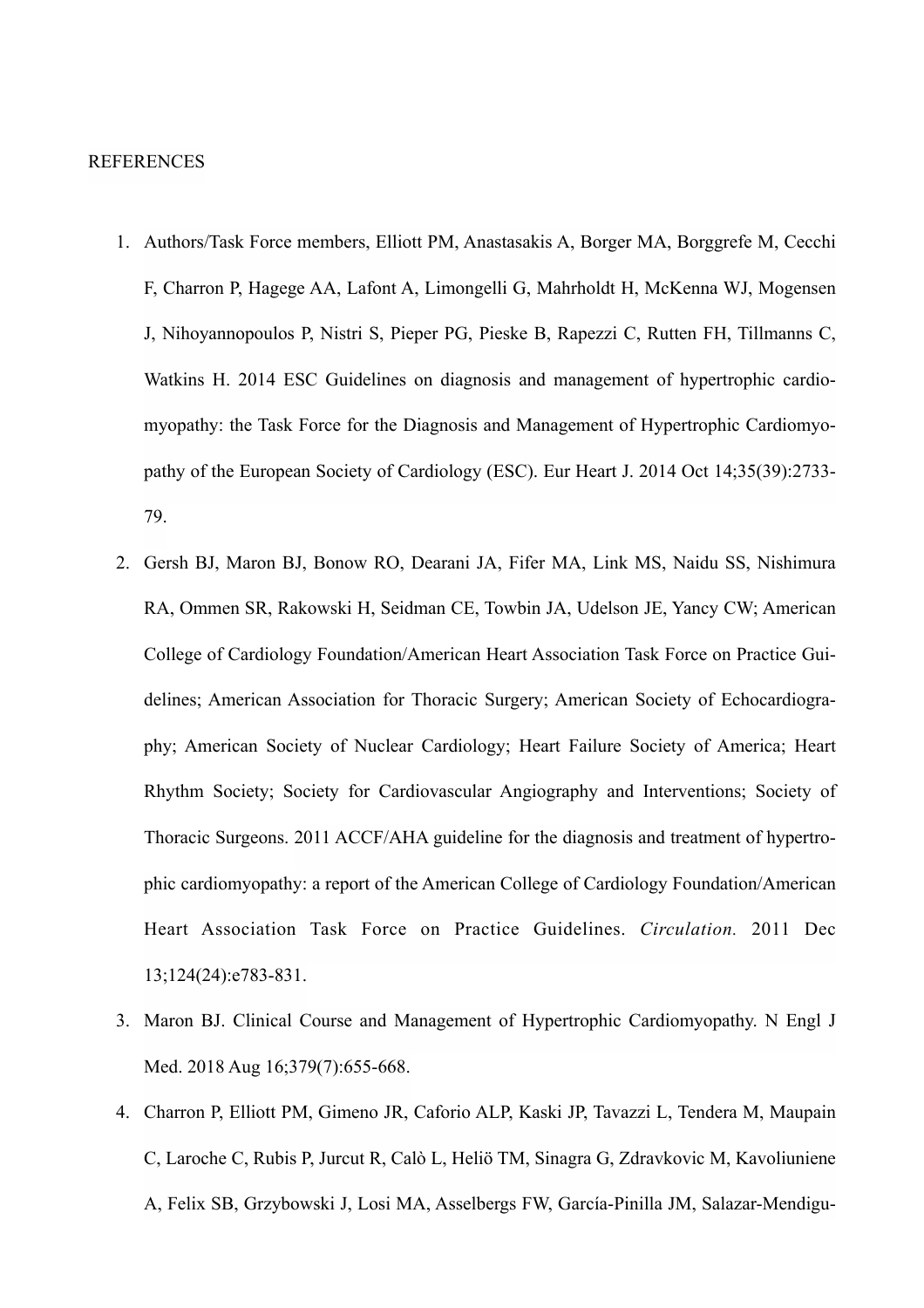REFERENCES

1. Authors/Task Force members, Elliott PM, Anastasakis A, Borger MA, Borggrefe M, Cecchi F, Charron P, Hagege AA, Lafont A, Limongelli G, Mahrholdt H, McKenna WJ, Mogensen J, Nihoyannopoulos P, Nistri S, Pieper PG, Pieske B, Rapezzi C, Rutten FH, Tillmanns C, Watkins H. 2014 ESC Guidelines on diagnosis and management of hypertrophic cardiomyopathy: the Task Force for the Diagnosis and Management of Hypertrophic Cardiomyopathy of the European Society of Cardiology (ESC). Eur Heart J. 2014 Oct 14;35(39):2733-79.
2. Gersh BJ, Maron BJ, Bonow RO, Dearani JA, Fifer MA, Link MS, Naidu SS, Nishimura RA, Ommen SR, Rakowski H, Seidman CE, Towbin JA, Udelson JE, Yancy CW; American College of Cardiology Foundation/American Heart Association Task Force on Practice Guidelines; American Association for Thoracic Surgery; American Society of Echocardiography; American Society of Nuclear Cardiology; Heart Failure Society of America; Heart Rhythm Society; Society for Cardiovascular Angiography and Interventions; Society of Thoracic Surgeons. 2011 ACCF/AHA guideline for the diagnosis and treatment of hypertrophic cardiomyopathy: a report of the American College of Cardiology Foundation/American Heart Association Task Force on Practice Guidelines. *Circulation.* 2011 Dec 13;124(24):e783-831.
3. Maron BJ. Clinical Course and Management of Hypertrophic Cardiomyopathy. N Engl J Med. 2018 Aug 16;379(7):655-668.
4. Charron P, Elliott PM, Gimeno JR, Caforio ALP, Kaski JP, Tavazzi L, Tendera M, Maupain C, Laroche C, Rubis P, Jurcut R, Calò L, Heliö TM, Sinagra G, Zdravkovic M, Kavoliuniene A, Felix SB, Grzybowski J, Losi MA, Asselbergs FW, García-Pinilla JM, Salazar-Mendigu-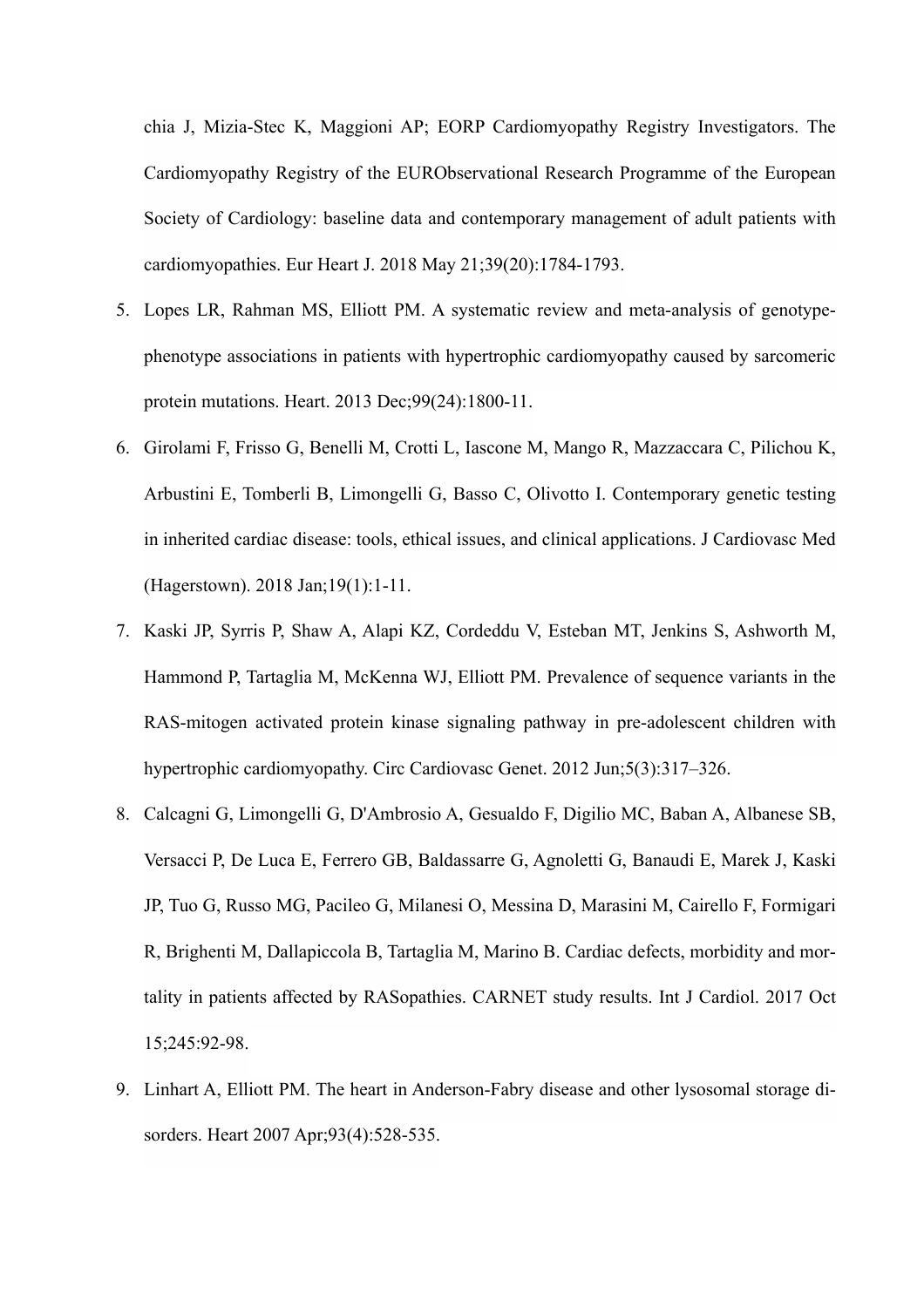chia J, Mizia-Stec K, Maggioni AP; EORP Cardiomyopathy Registry Investigators. The Cardiomyopathy Registry of the EURObservational Research Programme of the European Society of Cardiology: baseline data and contemporary management of adult patients with cardiomyopathies. Eur Heart J. 2018 May 21;39(20):1784-1793.

5. Lopes LR, Rahman MS, Elliott PM. A systematic review and meta-analysis of genotype-phenotype associations in patients with hypertrophic cardiomyopathy caused by sarcomeric protein mutations. Heart. 2013 Dec;99(24):1800-11.
6. Girolami F, Frisso G, Benelli M, Crotti L, Iascone M, Mango R, Mazzaccara C, Pilichou K, Arbustini E, Tomberli B, Limongelli G, Basso C, Olivotto I. Contemporary genetic testing in inherited cardiac disease: tools, ethical issues, and clinical applications. J Cardiovasc Med (Hagerstown). 2018 Jan;19(1):1-11.
7. Kaski JP, Syrris P, Shaw A, Alapi KZ, Cordeddu V, Esteban MT, Jenkins S, Ashworth M, Hammond P, Tartaglia M, McKenna WJ, Elliott PM. Prevalence of sequence variants in the RAS-mitogen activated protein kinase signaling pathway in pre-adolescent children with hypertrophic cardiomyopathy. Circ Cardiovasc Genet. 2012 Jun;5(3):317–326.
8. Calcagni G, Limongelli G, D'Ambrosio A, Gesualdo F, Digilio MC, Baban A, Albanese SB, Versacci P, De Luca E, Ferrero GB, Baldassarre G, Agnoletti G, Banaudi E, Marek J, Kaski JP, Tuo G, Russo MG, Pacileo G, Milanesi O, Messina D, Marasini M, Cairello F, Formigari R, Brighenti M, Dallapiccola B, Tartaglia M, Marino B. Cardiac defects, morbidity and mortality in patients affected by RASopathies. CARNET study results. Int J Cardiol. 2017 Oct 15;245:92-98.
9. Linhart A, Elliott PM. The heart in Anderson-Fabry disease and other lysosomal storage disorders. Heart 2007 Apr;93(4):528-535.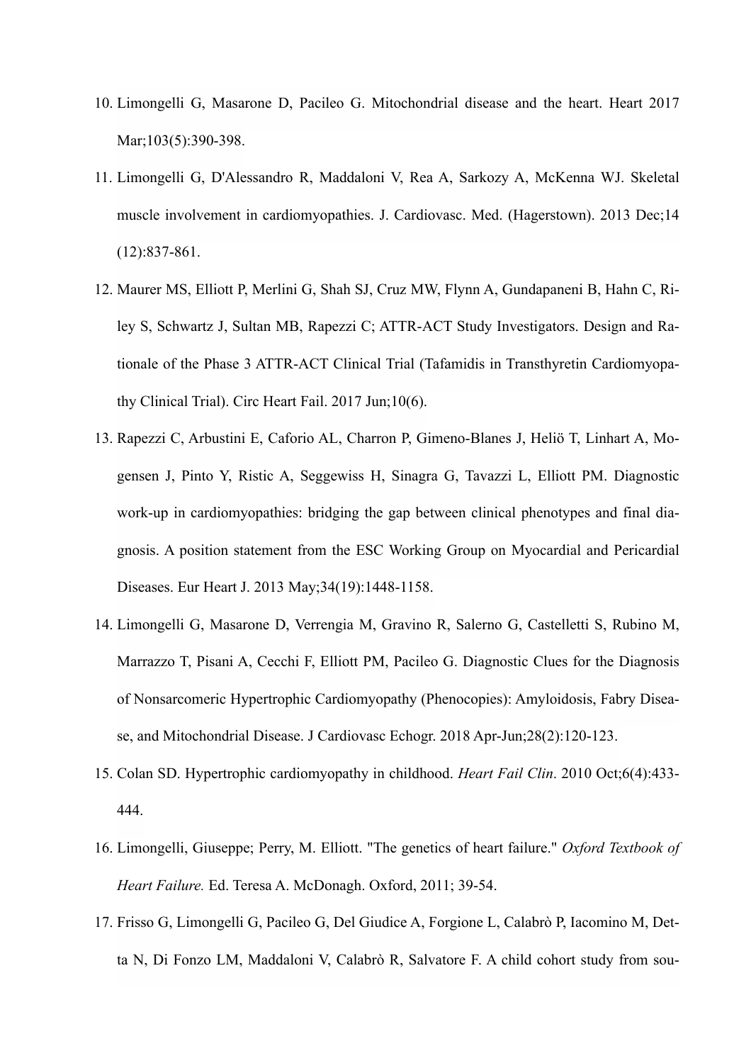10. Limongelli G, Masarone D, Pacileo G. Mitochondrial disease and the heart. Heart 2017 Mar;103(5):390-398.
11. Limongelli G, D'Alessandro R, Maddaloni V, Rea A, Sarkozy A, McKenna WJ. Skeletal muscle involvement in cardiomyopathies. J. Cardiovasc. Med. (Hagerstown). 2013 Dec;14 (12):837-861.
12. Maurer MS, Elliott P, Merlini G, Shah SJ, Cruz MW, Flynn A, Gundapaneni B, Hahn C, Riley S, Schwartz J, Sultan MB, Rapezzi C; ATTR-ACT Study Investigators. Design and Rationale of the Phase 3 ATTR-ACT Clinical Trial (Tafamidis in Transthyretin Cardiomyopathy Clinical Trial). Circ Heart Fail. 2017 Jun;10(6).
13. Rapezzi C, Arbustini E, Caforio AL, Charron P, Gimeno-Blanes J, Heliö T, Linhart A, Mogensen J, Pinto Y, Ristic A, Seggewiss H, Sinagra G, Tavazzi L, Elliott PM. Diagnostic work-up in cardiomyopathies: bridging the gap between clinical phenotypes and final diagnosis. A position statement from the ESC Working Group on Myocardial and Pericardial Diseases. Eur Heart J. 2013 May;34(19):1448-1158.
14. Limongelli G, Masarone D, Verrengia M, Gravino R, Salerno G, Castelletti S, Rubino M, Marrazzo T, Pisani A, Cecchi F, Elliott PM, Pacileo G. Diagnostic Clues for the Diagnosis of Nonsarcomeric Hypertrophic Cardiomyopathy (Phenocopies): Amyloidosis, Fabry Disease, and Mitochondrial Disease. J Cardiovasc Echogr. 2018 Apr-Jun;28(2):120-123.
15. Colan SD. Hypertrophic cardiomyopathy in childhood. *Heart Fail Clin*. 2010 Oct;6(4):433-444.
16. Limongelli, Giuseppe; Perry, M. Elliott. "The genetics of heart failure." *Oxford Textbook of Heart Failure.* Ed. Teresa A. McDonagh. Oxford, 2011; 39-54.
17. Frisso G, Limongelli G, Pacileo G, Del Giudice A, Forgione L, Calabrò P, Iacomino M, Detta N, Di Fonzo LM, Maddaloni V, Calabrò R, Salvatore F. A child cohort study from sou-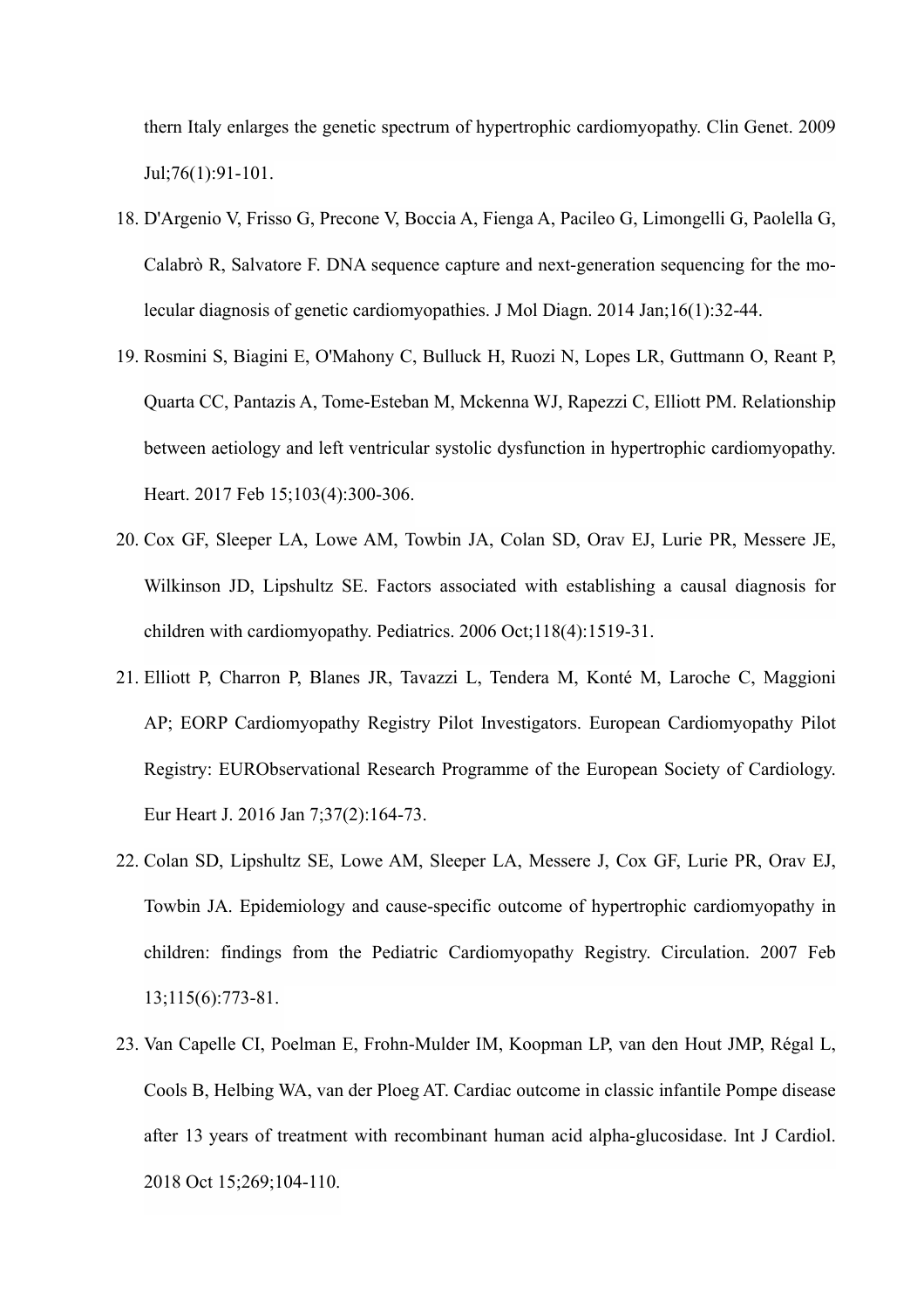thern Italy enlarges the genetic spectrum of hypertrophic cardiomyopathy. Clin Genet. 2009 Jul;76(1):91-101.

18. D'Argenio V, Frisso G, Precone V, Boccia A, Fienga A, Pacileo G, Limongelli G, Paolella G, Calabrò R, Salvatore F. DNA sequence capture and next-generation sequencing for the molecular diagnosis of genetic cardiomyopathies. J Mol Diagn. 2014 Jan;16(1):32-44.
19. Rosmini S, Biagini E, O'Mahony C, Bulluck H, Ruozi N, Lopes LR, Guttmann O, Reant P, Quarta CC, Pantazis A, Tome-Esteban M, Mckenna WJ, Rapezzi C, Elliott PM. Relationship between aetiology and left ventricular systolic dysfunction in hypertrophic cardiomyopathy. Heart. 2017 Feb 15;103(4):300-306.
20. Cox GF, Sleeper LA, Lowe AM, Towbin JA, Colan SD, Orav EJ, Lurie PR, Messere JE, Wilkinson JD, Lipshultz SE. Factors associated with establishing a causal diagnosis for children with cardiomyopathy. Pediatrics. 2006 Oct;118(4):1519-31.
21. Elliott P, Charron P, Blanes JR, Tavazzi L, Tendera M, Konté M, Laroche C, Maggioni AP; EORP Cardiomyopathy Registry Pilot Investigators. European Cardiomyopathy Pilot Registry: EURObservational Research Programme of the European Society of Cardiology. Eur Heart J. 2016 Jan 7;37(2):164-73.
22. Colan SD, Lipshultz SE, Lowe AM, Sleeper LA, Messere J, Cox GF, Lurie PR, Orav EJ, Towbin JA. Epidemiology and cause-specific outcome of hypertrophic cardiomyopathy in children: findings from the Pediatric Cardiomyopathy Registry. Circulation. 2007 Feb 13;115(6):773-81.
23. Van Capelle CI, Poelman E, Frohn-Mulder IM, Koopman LP, van den Hout JMP, Régal L, Cools B, Helbing WA, van der Ploeg AT. Cardiac outcome in classic infantile Pompe disease after 13 years of treatment with recombinant human acid alpha-glucosidase. Int J Cardiol. 2018 Oct 15;269;104-110.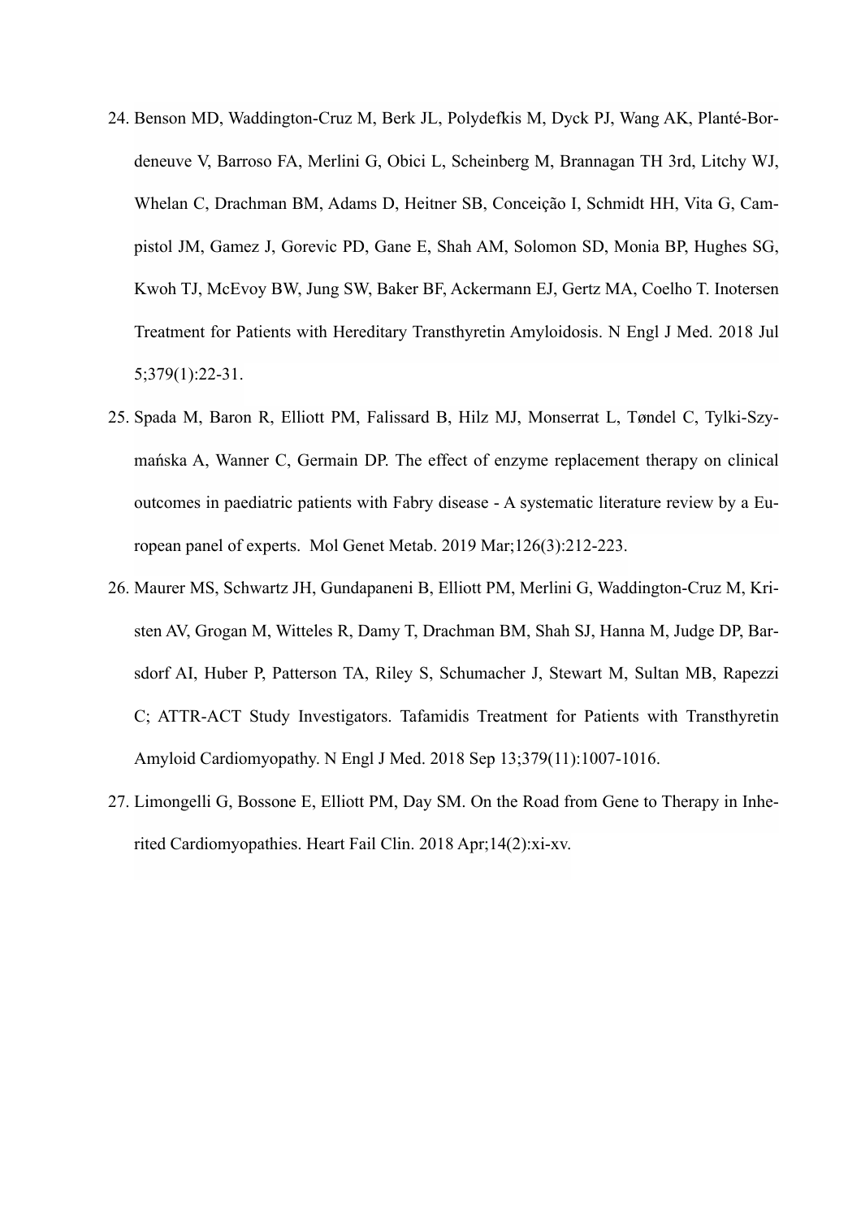24. Benson MD, Waddington-Cruz M, Berk JL, Polydefkis M, Dyck PJ, Wang AK, Planté-Bordeneuve V, Barroso FA, Merlini G, Obici L, Scheinberg M, Brannagan TH 3rd, Litchy WJ, Whelan C, Drachman BM, Adams D, Heitner SB, Conceição I, Schmidt HH, Vita G, Campistol JM, Gamez J, Gorevic PD, Gane E, Shah AM, Solomon SD, Monia BP, Hughes SG, Kwoh TJ, McEvoy BW, Jung SW, Baker BF, Ackermann EJ, Gertz MA, Coelho T. Inotersen Treatment for Patients with Hereditary Transthyretin Amyloidosis. N Engl J Med. 2018 Jul 5;379(1):22-31.
25. Spada M, Baron R, Elliott PM, Falissard B, Hilz MJ, Monserrat L, Tøndel C, Tylki-Szymańska A, Wanner C, Germain DP. The effect of enzyme replacement therapy on clinical outcomes in paediatric patients with Fabry disease - A systematic literature review by a European panel of experts. Mol Genet Metab. 2019 Mar;126(3):212-223.
26. Maurer MS, Schwartz JH, Gundapaneni B, Elliott PM, Merlini G, Waddington-Cruz M, Kristen AV, Grogan M, Witteles R, Damy T, Drachman BM, Shah SJ, Hanna M, Judge DP, Barsdorf AI, Huber P, Patterson TA, Riley S, Schumacher J, Stewart M, Sultan MB, Rapezzi C; ATTR-ACT Study Investigators. Tafamidis Treatment for Patients with Transthyretin Amyloid Cardiomyopathy. N Engl J Med. 2018 Sep 13;379(11):1007-1016.
27. Limongelli G, Bossone E, Elliott PM, Day SM. On the Road from Gene to Therapy in Inherited Cardiomyopathies. Heart Fail Clin. 2018 Apr;14(2):xi-xv.